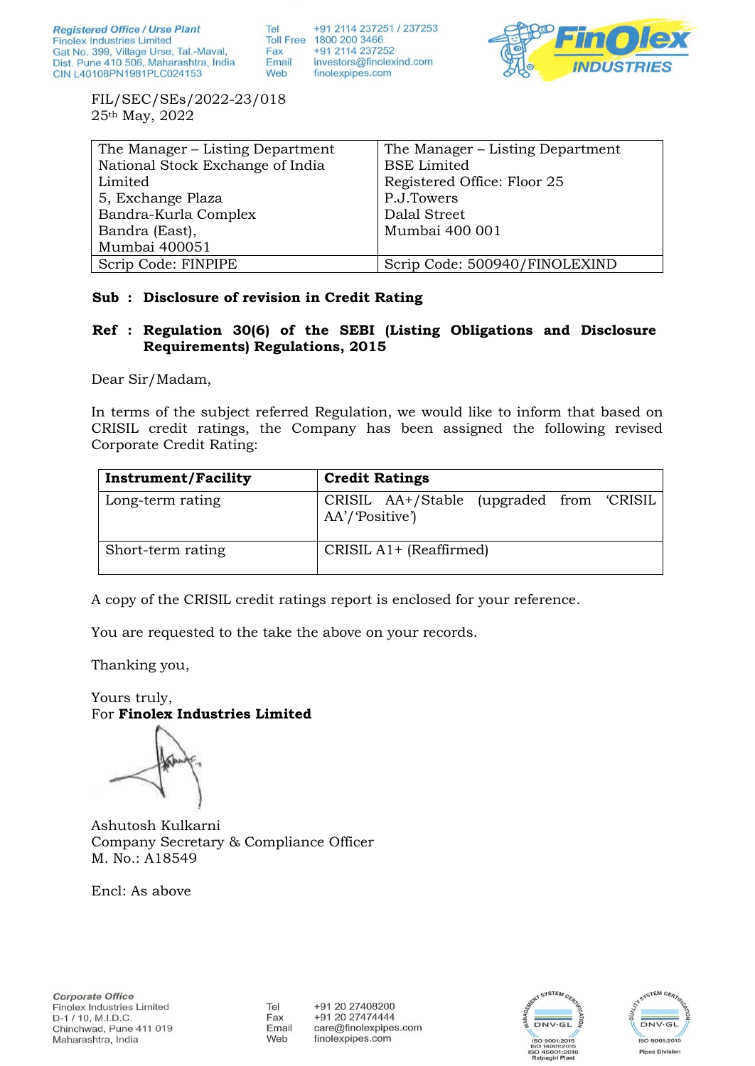Registered Office / Urse Plant
Finolex Industries Limited
Gat No. 399, Village Urse, Tal.-Maval,
Dist. Pune 410 506, Maharashtra, India
CIN L40108PN1981PLC024153

Tel +91 2114 237251 / 237253
Toll Free 1800 200 3466
Fax +91 2114 237252
Email investors@finolexind.com
Web finolexpipes.com

FIL/SEC/SEs/2022-23/018
25th May, 2022

| The Manager – Listing Department<br>National Stock Exchange of India Limited<br>5, Exchange Plaza<br>Bandra-Kurla Complex<br>Bandra (East),<br>Mumbai 400051 | The Manager – Listing Department<br>BSE Limited<br>Registered Office: Floor 25<br>P.J.Towers<br>Dalal Street<br>Mumbai 400 001 |
|---|---|
| Scrip Code: FINPIPE | Scrip Code: 500940/FINOLEXIND |

**Sub : Disclosure of revision in Credit Rating**

**Ref : Regulation 30(6) of the SEBI (Listing Obligations and Disclosure Requirements) Regulations, 2015**

Dear Sir/Madam,

In terms of the subject referred Regulation, we would like to inform that based on CRISIL credit ratings, the Company has been assigned the following revised Corporate Credit Rating:

| Instrument/Facility | Credit Ratings |
|---|---|
| Long-term rating | CRISIL AA+/Stable (upgraded from 'CRISIL AA'/'Positive') |
| Short-term rating | CRISIL A1+ (Reaffirmed) |

A copy of the CRISIL credit ratings report is enclosed for your reference.

You are requested to the take the above on your records.

Thanking you,

Yours truly,
For **Finolex Industries Limited**

Ashutosh Kulkarni
Company Secretary & Compliance Officer
M. No.: A18549

Encl: As above

Corporate Office
Finolex Industries Limited
D-1 / 10, M.I.D.C.
Chinchwad, Pune 411 019
Maharashtra, India

Tel +91 20 27408200
Fax +91 20 27474444
Email care@finolexpipes.com
Web finolexpipes.com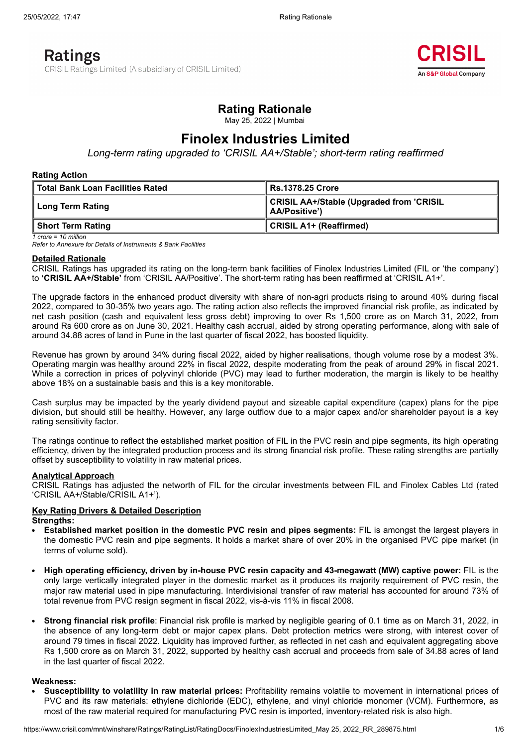Ratings
CRISIL Ratings Limited (A subsidiary of CRISIL Limited)

CRISIL
An S&P Global Company

# Rating Rationale

May 25, 2022 | Mumbai

# Finolex Industries Limited

*Long-term rating upgraded to 'CRISIL AA+/Stable'; short-term rating reaffirmed*

**Rating Action**

| **Total Bank Loan Facilities Rated** | **Rs.1378.25 Crore** |
|---|---|
| **Long Term Rating** | **CRISIL AA+/Stable (Upgraded from 'CRISIL AA/Positive')** |
| **Short Term Rating** | **CRISIL A1+ (Reaffirmed)** |

*1 crore = 10 million*
*Refer to Annexure for Details of Instruments & Bank Facilities*

**Detailed Rationale**

CRISIL Ratings has upgraded its rating on the long-term bank facilities of Finolex Industries Limited (FIL or 'the company') to **'CRISIL AA+/Stable'** from 'CRISIL AA/Positive'. The short-term rating has been reaffirmed at 'CRISIL A1+'.

The upgrade factors in the enhanced product diversity with share of non-agri products rising to around 40% during fiscal 2022, compared to 30-35% two years ago. The rating action also reflects the improved financial risk profile, as indicated by net cash position (cash and equivalent less gross debt) improving to over Rs 1,500 crore as on March 31, 2022, from around Rs 600 crore as on June 30, 2021. Healthy cash accrual, aided by strong operating performance, along with sale of around 34.88 acres of land in Pune in the last quarter of fiscal 2022, has boosted liquidity.

Revenue has grown by around 34% during fiscal 2022, aided by higher realisations, though volume rose by a modest 3%. Operating margin was healthy around 22% in fiscal 2022, despite moderating from the peak of around 29% in fiscal 2021. While a correction in prices of polyvinyl chloride (PVC) may lead to further moderation, the margin is likely to be healthy above 18% on a sustainable basis and this is a key monitorable.

Cash surplus may be impacted by the yearly dividend payout and sizeable capital expenditure (capex) plans for the pipe division, but should still be healthy. However, any large outflow due to a major capex and/or shareholder payout is a key rating sensitivity factor.

The ratings continue to reflect the established market position of FIL in the PVC resin and pipe segments, its high operating efficiency, driven by the integrated production process and its strong financial risk profile. These rating strengths are partially offset by susceptibility to volatility in raw material prices.

**Analytical Approach**

CRISIL Ratings has adjusted the networth of FIL for the circular investments between FIL and Finolex Cables Ltd (rated 'CRISIL AA+/Stable/CRISIL A1+').

**Key Rating Drivers & Detailed Description**

**Strengths:**

- **Established market position in the domestic PVC resin and pipes segments:** FIL is amongst the largest players in the domestic PVC resin and pipe segments. It holds a market share of over 20% in the organised PVC pipe market (in terms of volume sold).

- **High operating efficiency, driven by in-house PVC resin capacity and 43-megawatt (MW) captive power:** FIL is the only large vertically integrated player in the domestic market as it produces its majority requirement of PVC resin, the major raw material used in pipe manufacturing. Interdivisional transfer of raw material has accounted for around 73% of total revenue from PVC resign segment in fiscal 2022, vis-à-vis 11% in fiscal 2008.

- **Strong financial risk profile**: Financial risk profile is marked by negligible gearing of 0.1 time as on March 31, 2022, in the absence of any long-term debt or major capex plans. Debt protection metrics were strong, with interest cover of around 79 times in fiscal 2022. Liquidity has improved further, as reflected in net cash and equivalent aggregating above Rs 1,500 crore as on March 31, 2022, supported by healthy cash accrual and proceeds from sale of 34.88 acres of land in the last quarter of fiscal 2022.

**Weakness:**

- **Susceptibility to volatility in raw material prices:** Profitability remains volatile to movement in international prices of PVC and its raw materials: ethylene dichloride (EDC), ethylene, and vinyl chloride monomer (VCM). Furthermore, as most of the raw material required for manufacturing PVC resin is imported, inventory-related risk is also high.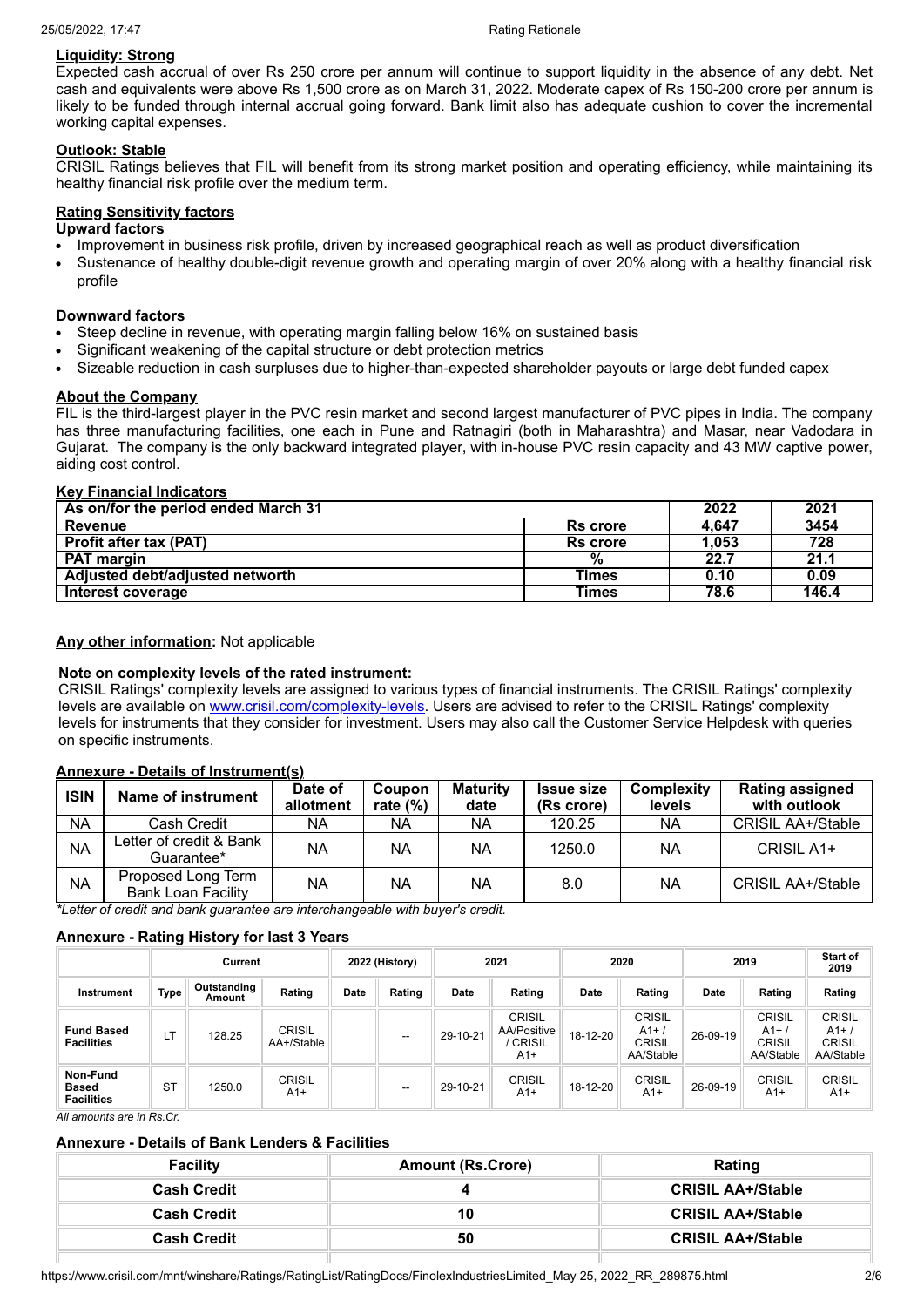**Liquidity: Strong**

Expected cash accrual of over Rs 250 crore per annum will continue to support liquidity in the absence of any debt. Net cash and equivalents were above Rs 1,500 crore as on March 31, 2022. Moderate capex of Rs 150-200 crore per annum is likely to be funded through internal accrual going forward. Bank limit also has adequate cushion to cover the incremental working capital expenses.

**Outlook: Stable**

CRISIL Ratings believes that FIL will benefit from its strong market position and operating efficiency, while maintaining its healthy financial risk profile over the medium term.

**Rating Sensitivity factors**

**Upward factors**

- Improvement in business risk profile, driven by increased geographical reach as well as product diversification
- Sustenance of healthy double-digit revenue growth and operating margin of over 20% along with a healthy financial risk profile

**Downward factors**

- Steep decline in revenue, with operating margin falling below 16% on sustained basis
- Significant weakening of the capital structure or debt protection metrics
- Sizeable reduction in cash surpluses due to higher-than-expected shareholder payouts or large debt funded capex

**About the Company**

FIL is the third-largest player in the PVC resin market and second largest manufacturer of PVC pipes in India. The company has three manufacturing facilities, one each in Pune and Ratnagiri (both in Maharashtra) and Masar, near Vadodara in Gujarat. The company is the only backward integrated player, with in-house PVC resin capacity and 43 MW captive power, aiding cost control.

**Key Financial Indicators**

| As on/for the period ended March 31 | | 2022 | 2021 |
|---|---|---|---|
| Revenue | Rs crore | 4,647 | 3454 |
| Profit after tax (PAT) | Rs crore | 1,053 | 728 |
| PAT margin | % | 22.7 | 21.1 |
| Adjusted debt/adjusted networth | Times | 0.10 | 0.09 |
| Interest coverage | Times | 78.6 | 146.4 |

**Any other information:** Not applicable

**Note on complexity levels of the rated instrument:**

CRISIL Ratings' complexity levels are assigned to various types of financial instruments. The CRISIL Ratings' complexity levels are available on www.crisil.com/complexity-levels. Users are advised to refer to the CRISIL Ratings' complexity levels for instruments that they consider for investment. Users may also call the Customer Service Helpdesk with queries on specific instruments.

**Annexure - Details of Instrument(s)**

| ISIN | Name of instrument | Date of allotment | Coupon rate (%) | Maturity date | Issue size (Rs crore) | Complexity levels | Rating assigned with outlook |
|---|---|---|---|---|---|---|---|
| NA | Cash Credit | NA | NA | NA | 120.25 | NA | CRISIL AA+/Stable |
| NA | Letter of credit & Bank Guarantee* | NA | NA | NA | 1250.0 | NA | CRISIL A1+ |
| NA | Proposed Long Term Bank Loan Facility | NA | NA | NA | 8.0 | NA | CRISIL AA+/Stable |

*\*Letter of credit and bank guarantee are interchangeable with buyer's credit.*

**Annexure - Rating History for last 3 Years**

| | Current | | | 2022 (History) | | 2021 | | 2020 | | 2019 | | Start of 2019 |
|---|---|---|---|---|---|---|---|---|---|---|---|---|
| Instrument | Type | Outstanding Amount | Rating | Date | Rating | Date | Rating | Date | Rating | Date | Rating | Rating |
| Fund Based Facilities | LT | 128.25 | CRISIL AA+/Stable | | -- | 29-10-21 | CRISIL AA/Positive / CRISIL A1+ | 18-12-20 | CRISIL A1+ / CRISIL AA/Stable | 26-09-19 | CRISIL A1+ / CRISIL AA/Stable | CRISIL A1+ / CRISIL AA/Stable |
| Non-Fund Based Facilities | ST | 1250.0 | CRISIL A1+ | | -- | 29-10-21 | CRISIL A1+ | 18-12-20 | CRISIL A1+ | 26-09-19 | CRISIL A1+ | CRISIL A1+ |

*All amounts are in Rs.Cr.*

**Annexure - Details of Bank Lenders & Facilities**

| Facility | Amount (Rs.Crore) | Rating |
|---|---|---|
| Cash Credit | 4 | CRISIL AA+/Stable |
| Cash Credit | 10 | CRISIL AA+/Stable |
| Cash Credit | 50 | CRISIL AA+/Stable |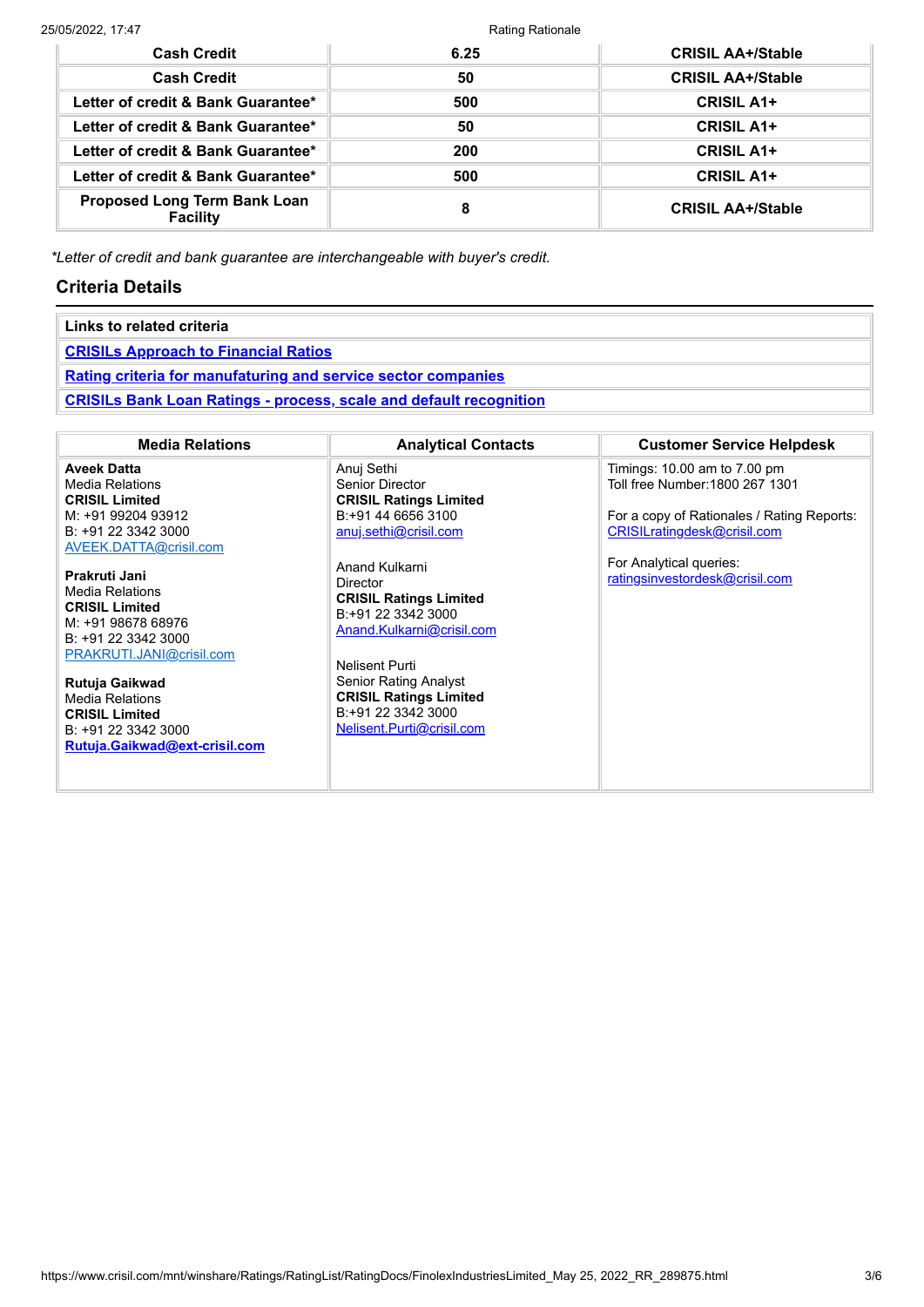| Cash Credit | 6.25 | CRISIL AA+/Stable |
|---|---|---|
| Cash Credit | 50 | CRISIL AA+/Stable |
| Letter of credit & Bank Guarantee* | 500 | CRISIL A1+ |
| Letter of credit & Bank Guarantee* | 50 | CRISIL A1+ |
| Letter of credit & Bank Guarantee* | 200 | CRISIL A1+ |
| Letter of credit & Bank Guarantee* | 500 | CRISIL A1+ |
| Proposed Long Term Bank Loan Facility | 8 | CRISIL AA+/Stable |

*\*Letter of credit and bank guarantee are interchangeable with buyer's credit.*

## Criteria Details

| Links to related criteria |
|---|
| [CRISILs Approach to Financial Ratios]() |
| [Rating criteria for manufaturing and service sector companies]() |
| [CRISILs Bank Loan Ratings - process, scale and default recognition]() |

| Media Relations | Analytical Contacts | Customer Service Helpdesk |
|---|---|---|
| **Aveek Datta**<br>Media Relations<br>**CRISIL Limited**<br>M: +91 99204 93912<br>B: +91 22 3342 3000<br>AVEEK.DATTA@crisil.com<br><br>**Prakruti Jani**<br>Media Relations<br>**CRISIL Limited**<br>M: +91 98678 68976<br>B: +91 22 3342 3000<br>PRAKRUTI.JANI@crisil.com<br><br>**Rutuja Gaikwad**<br>Media Relations<br>**CRISIL Limited**<br>B: +91 22 3342 3000<br>**Rutuja.Gaikwad@ext-crisil.com** | Anuj Sethi<br>Senior Director<br>**CRISIL Ratings Limited**<br>B:+91 44 6656 3100<br>anuj.sethi@crisil.com<br><br>Anand Kulkarni<br>Director<br>**CRISIL Ratings Limited**<br>B:+91 22 3342 3000<br>Anand.Kulkarni@crisil.com<br><br>Nelisent Purti<br>Senior Rating Analyst<br>**CRISIL Ratings Limited**<br>B:+91 22 3342 3000<br>Nelisent.Purti@crisil.com | Timings: 10.00 am to 7.00 pm<br>Toll free Number:1800 267 1301<br><br>For a copy of Rationales / Rating Reports:<br>CRISILratingdesk@crisil.com<br><br>For Analytical queries:<br>ratingsinvestordesk@crisil.com |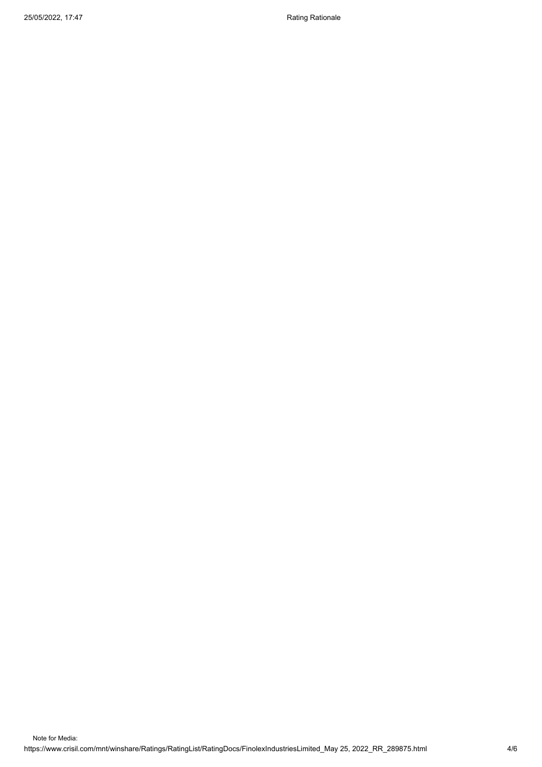Note for Media: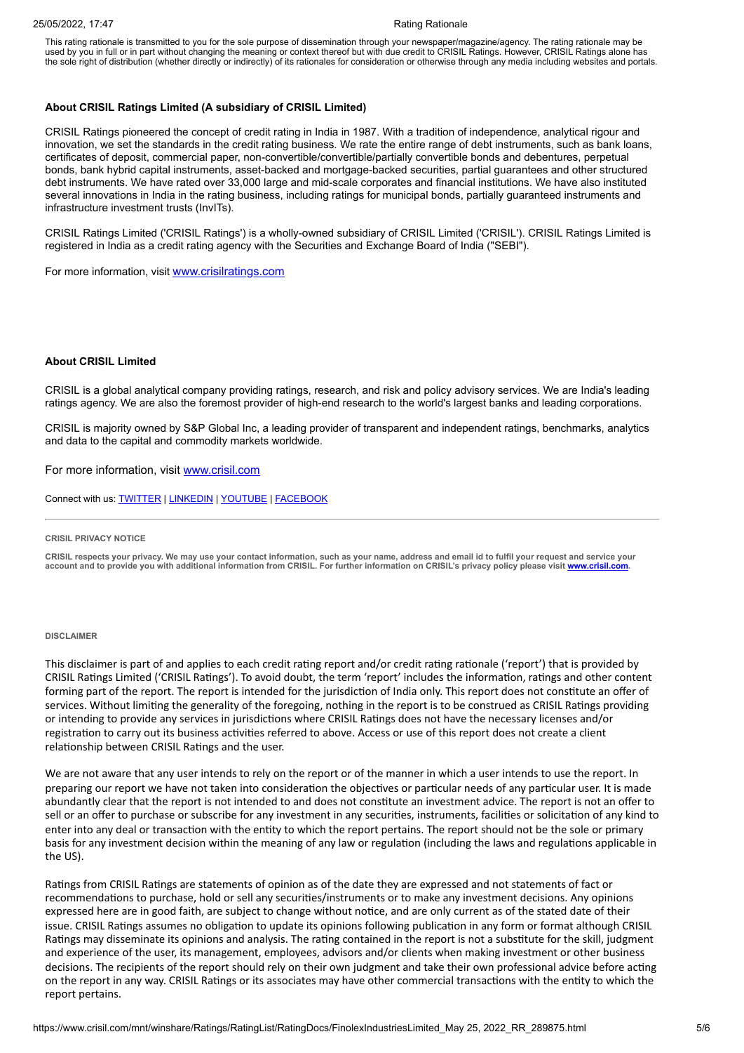This rating rationale is transmitted to you for the sole purpose of dissemination through your newspaper/magazine/agency. The rating rationale may be used by you in full or in part without changing the meaning or context thereof but with due credit to CRISIL Ratings. However, CRISIL Ratings alone has the sole right of distribution (whether directly or indirectly) of its rationales for consideration or otherwise through any media including websites and portals.

**About CRISIL Ratings Limited (A subsidiary of CRISIL Limited)**

CRISIL Ratings pioneered the concept of credit rating in India in 1987. With a tradition of independence, analytical rigour and innovation, we set the standards in the credit rating business. We rate the entire range of debt instruments, such as bank loans, certificates of deposit, commercial paper, non-convertible/convertible/partially convertible bonds and debentures, perpetual bonds, bank hybrid capital instruments, asset-backed and mortgage-backed securities, partial guarantees and other structured debt instruments. We have rated over 33,000 large and mid-scale corporates and financial institutions. We have also instituted several innovations in India in the rating business, including ratings for municipal bonds, partially guaranteed instruments and infrastructure investment trusts (InvITs).

CRISIL Ratings Limited ('CRISIL Ratings') is a wholly-owned subsidiary of CRISIL Limited ('CRISIL'). CRISIL Ratings Limited is registered in India as a credit rating agency with the Securities and Exchange Board of India ("SEBI").

For more information, visit www.crisilratings.com

**About CRISIL Limited**

CRISIL is a global analytical company providing ratings, research, and risk and policy advisory services. We are India's leading ratings agency. We are also the foremost provider of high-end research to the world's largest banks and leading corporations.

CRISIL is majority owned by S&P Global Inc, a leading provider of transparent and independent ratings, benchmarks, analytics and data to the capital and commodity markets worldwide.

For more information, visit www.crisil.com

Connect with us: TWITTER | LINKEDIN | YOUTUBE | FACEBOOK

---

**CRISIL PRIVACY NOTICE**

**CRISIL respects your privacy. We may use your contact information, such as your name, address and email id to fulfil your request and service your account and to provide you with additional information from CRISIL. For further information on CRISIL's privacy policy please visit www.crisil.com.**

**DISCLAIMER**

This disclaimer is part of and applies to each credit rating report and/or credit rating rationale ('report') that is provided by CRISIL Ratings Limited ('CRISIL Ratings'). To avoid doubt, the term 'report' includes the information, ratings and other content forming part of the report. The report is intended for the jurisdiction of India only. This report does not constitute an offer of services. Without limiting the generality of the foregoing, nothing in the report is to be construed as CRISIL Ratings providing or intending to provide any services in jurisdictions where CRISIL Ratings does not have the necessary licenses and/or registration to carry out its business activities referred to above. Access or use of this report does not create a client relationship between CRISIL Ratings and the user.

We are not aware that any user intends to rely on the report or of the manner in which a user intends to use the report. In preparing our report we have not taken into consideration the objectives or particular needs of any particular user. It is made abundantly clear that the report is not intended to and does not constitute an investment advice. The report is not an offer to sell or an offer to purchase or subscribe for any investment in any securities, instruments, facilities or solicitation of any kind to enter into any deal or transaction with the entity to which the report pertains. The report should not be the sole or primary basis for any investment decision within the meaning of any law or regulation (including the laws and regulations applicable in the US).

Ratings from CRISIL Ratings are statements of opinion as of the date they are expressed and not statements of fact or recommendations to purchase, hold or sell any securities/instruments or to make any investment decisions. Any opinions expressed here are in good faith, are subject to change without notice, and are only current as of the stated date of their issue. CRISIL Ratings assumes no obligation to update its opinions following publication in any form or format although CRISIL Ratings may disseminate its opinions and analysis. The rating contained in the report is not a substitute for the skill, judgment and experience of the user, its management, employees, advisors and/or clients when making investment or other business decisions. The recipients of the report should rely on their own judgment and take their own professional advice before acting on the report in any way. CRISIL Ratings or its associates may have other commercial transactions with the entity to which the report pertains.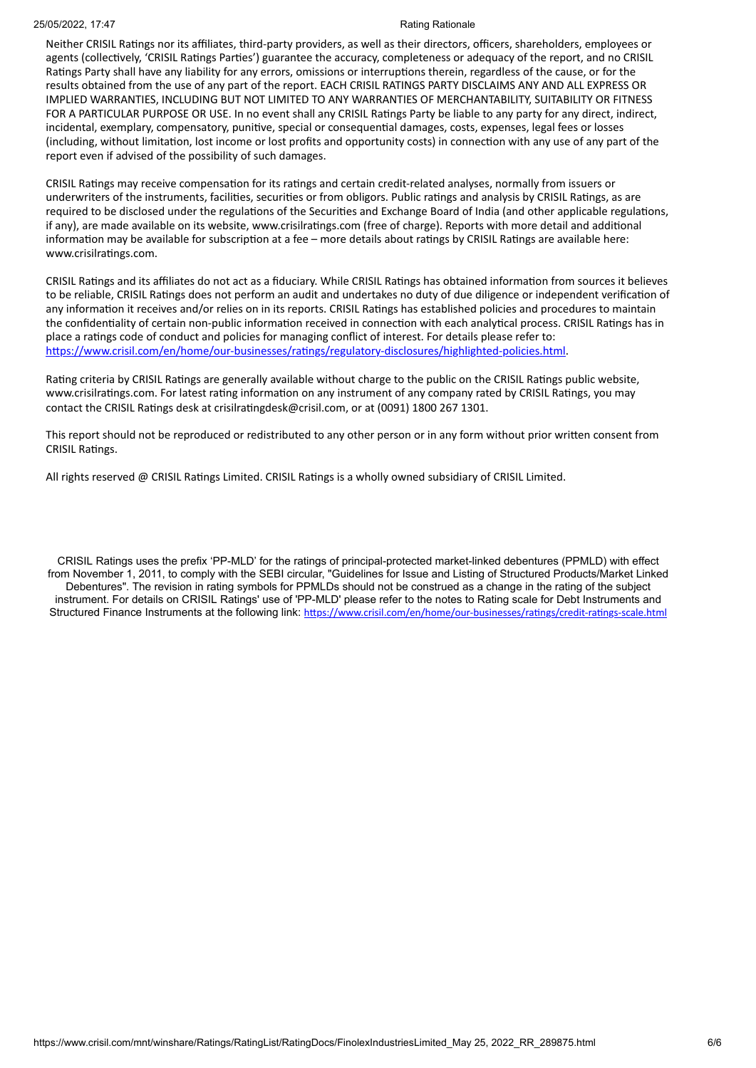Neither CRISIL Ratings nor its affiliates, third-party providers, as well as their directors, officers, shareholders, employees or agents (collectively, 'CRISIL Ratings Parties') guarantee the accuracy, completeness or adequacy of the report, and no CRISIL Ratings Party shall have any liability for any errors, omissions or interruptions therein, regardless of the cause, or for the results obtained from the use of any part of the report. EACH CRISIL RATINGS PARTY DISCLAIMS ANY AND ALL EXPRESS OR IMPLIED WARRANTIES, INCLUDING BUT NOT LIMITED TO ANY WARRANTIES OF MERCHANTABILITY, SUITABILITY OR FITNESS FOR A PARTICULAR PURPOSE OR USE. In no event shall any CRISIL Ratings Party be liable to any party for any direct, indirect, incidental, exemplary, compensatory, punitive, special or consequential damages, costs, expenses, legal fees or losses (including, without limitation, lost income or lost profits and opportunity costs) in connection with any use of any part of the report even if advised of the possibility of such damages.

CRISIL Ratings may receive compensation for its ratings and certain credit-related analyses, normally from issuers or underwriters of the instruments, facilities, securities or from obligors. Public ratings and analysis by CRISIL Ratings, as are required to be disclosed under the regulations of the Securities and Exchange Board of India (and other applicable regulations, if any), are made available on its website, www.crisilratings.com (free of charge). Reports with more detail and additional information may be available for subscription at a fee – more details about ratings by CRISIL Ratings are available here: www.crisilratings.com.

CRISIL Ratings and its affiliates do not act as a fiduciary. While CRISIL Ratings has obtained information from sources it believes to be reliable, CRISIL Ratings does not perform an audit and undertakes no duty of due diligence or independent verification of any information it receives and/or relies on in its reports. CRISIL Ratings has established policies and procedures to maintain the confidentiality of certain non-public information received in connection with each analytical process. CRISIL Ratings has in place a ratings code of conduct and policies for managing conflict of interest. For details please refer to: https://www.crisil.com/en/home/our-businesses/ratings/regulatory-disclosures/highlighted-policies.html.

Rating criteria by CRISIL Ratings are generally available without charge to the public on the CRISIL Ratings public website, www.crisilratings.com. For latest rating information on any instrument of any company rated by CRISIL Ratings, you may contact the CRISIL Ratings desk at crisilratingdesk@crisil.com, or at (0091) 1800 267 1301.

This report should not be reproduced or redistributed to any other person or in any form without prior written consent from CRISIL Ratings.

All rights reserved @ CRISIL Ratings Limited. CRISIL Ratings is a wholly owned subsidiary of CRISIL Limited.

CRISIL Ratings uses the prefix 'PP-MLD' for the ratings of principal-protected market-linked debentures (PPMLD) with effect from November 1, 2011, to comply with the SEBI circular, "Guidelines for Issue and Listing of Structured Products/Market Linked Debentures". The revision in rating symbols for PPMLDs should not be construed as a change in the rating of the subject instrument. For details on CRISIL Ratings' use of 'PP-MLD' please refer to the notes to Rating scale for Debt Instruments and Structured Finance Instruments at the following link: https://www.crisil.com/en/home/our-businesses/ratings/credit-ratings-scale.html